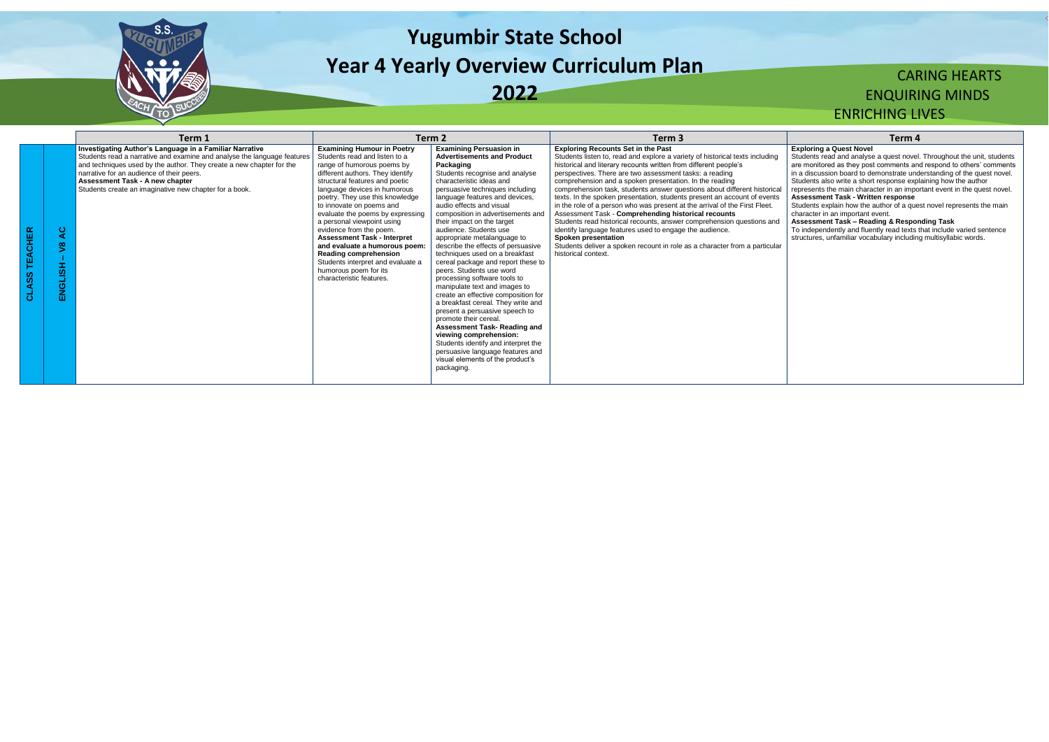# Yugumbir State School
# Year 4 Yearly Overview Curriculum Plan
# 2022

CARING HEARTS
ENQUIRING MINDS
ENRICHING LIVES

| | | Term 1 | Term 2 | | Term 3 | Term 4 |
|---|---|---|---|---|---|---|
| CLASS TEACHER | ENGLISH – V8 AC | **Investigating Author's Language in a Familiar Narrative** Students read a narrative and examine and analyse the language features and techniques used by the author. They create a new chapter for the narrative for an audience of their peers. **Assessment Task - A new chapter** Students create an imaginative new chapter for a book. | **Examining Humour in Poetry** Students read and listen to a range of humorous poems by different authors. They identify structural features and poetic language devices in humorous poetry. They use this knowledge to innovate on poems and evaluate the poems by expressing a personal viewpoint using evidence from the poem. **Assessment Task - Interpret and evaluate a humorous poem: Reading comprehension** Students interpret and evaluate a humorous poem for its characteristic features. | **Examining Persuasion in Advertisements and Product Packaging** Students recognise and analyse characteristic ideas and persuasive techniques including language features and devices, audio effects and visual composition in advertisements and their impact on the target audience. Students use appropriate metalanguage to describe the effects of persuasive techniques used on a breakfast cereal package and report these to peers. Students use word processing software tools to manipulate text and images to create an effective composition for a breakfast cereal. They write and present a persuasive speech to promote their cereal. **Assessment Task- Reading and viewing comprehension:** Students identify and interpret the persuasive language features and visual elements of the product's packaging. | **Exploring Recounts Set in the Past** Students listen to, read and explore a variety of historical texts including historical and literary recounts written from different people's perspectives. There are two assessment tasks: a reading comprehension and a spoken presentation. In the reading comprehension task, students answer questions about different historical texts. In the spoken presentation, students present an account of events in the role of a person who was present at the arrival of the First Fleet. Assessment Task - **Comprehending historical recounts** Students read historical recounts, answer comprehension questions and identify language features used to engage the audience. **Spoken presentation** Students deliver a spoken recount in role as a character from a particular historical context. | **Exploring a Quest Novel** Students read and analyse a quest novel. Throughout the unit, students are monitored as they post comments and respond to others' comments in a discussion board to demonstrate understanding of the quest novel. Students also write a short response explaining how the author represents the main character in an important event in the quest novel. **Assessment Task - Written response** Students explain how the author of a quest novel represents the main character in an important event. **Assessment Task – Reading & Responding Task** To independently and fluently read texts that include varied sentence structures, unfamiliar vocabulary including multisyllabic words. |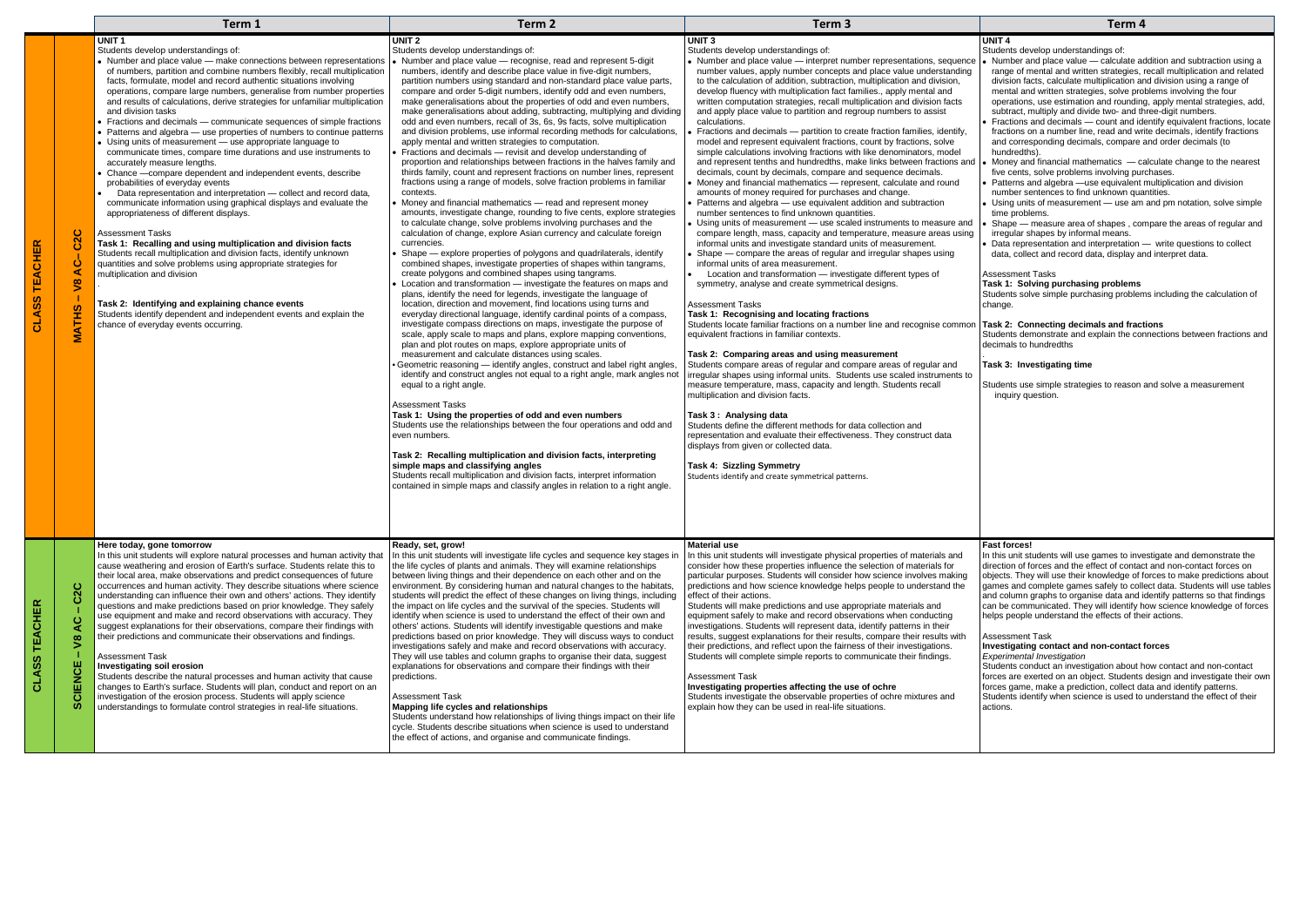| | | Term 1 | Term 2 | Term 3 | Term 4 |
|---|---|---|---|---|---|
| CLASS TEACHER | MATHS – V8 AC– C2C | **UNIT 1**<br>Students develop understandings of:<br>• Number and place value — make connections between representations of numbers, partition and combine numbers flexibly, recall multiplication facts, formulate, model and record authentic situations involving operations, compare large numbers, generalise from number properties and results of calculations, derive strategies for unfamiliar multiplication and division tasks<br>• Fractions and decimals — communicate sequences of simple fractions<br>• Patterns and algebra — use properties of numbers to continue patterns<br>• Using units of measurement — use appropriate language to communicate times, compare time durations and use instruments to accurately measure lengths.<br>• Chance —compare dependent and independent events, describe probabilities of everyday events<br>• Data representation and interpretation — collect and record data, communicate information using graphical displays and evaluate the appropriateness of different displays.<br><br>Assessment Tasks<br>**Task 1: Recalling and using multiplication and division facts**<br>Students recall multiplication and division facts, identify unknown quantities and solve problems using appropriate strategies for multiplication and division<br><br>**Task 2: Identifying and explaining chance events**<br>Students identify dependent and independent events and explain the chance of everyday events occurring. | **UNIT 2**<br>Students develop understandings of:<br>• Number and place value — recognise, read and represent 5-digit numbers, identify and describe place value in five-digit numbers, partition numbers using standard and non-standard place value parts, compare and order 5-digit numbers, identify odd and even numbers, make generalisations about the properties of odd and even numbers, make generalisations about adding, subtracting, multiplying and dividing odd and even numbers, recall of 3s, 6s, 9s facts, solve multiplication and division problems, use informal recording methods for calculations, apply mental and written strategies to computation.<br>• Fractions and decimals — revisit and develop understanding of proportion and relationships between fractions in the halves family and thirds family, count and represent fractions on number lines, represent fractions using a range of models, solve fraction problems in familiar contexts.<br>• Money and financial mathematics — read and represent money amounts, investigate change, rounding to five cents, explore strategies to calculate change, solve problems involving purchases and the calculation of change, explore Alian currency and calculate foreign currencies.<br>• Shape — explore properties of polygons and quadrilaterals, identify combined shapes, investigate properties of shapes within tangrams, create polygons and combined shapes using tangrams.<br>• Location and transformation — investigate the features on maps and plans, identify the need for legends, investigate the language of location, direction and movement, find locations using turns and everyday directional language, identify cardinal points of a compass, investigate compass directions on maps, investigate the purpose of scale, apply scale to maps and plans, explore mapping conventions, plan and plot routes on maps, explore appropriate units of measurement and calculate distances using scales.<br>• Geometric reasoning — identify angles, construct and label right angles, identify and construct angles not equal to a right angle, mark angles not equal to a right angle.<br><br>Assessment Tasks<br>**Task 1: Using the properties of odd and even numbers**<br>Students use the relationships between the four operations and odd and even numbers.<br><br>**Task 2: Recalling multiplication and division facts, interpreting simple maps and classifying angles**<br>Students recall multiplication and division facts, interpret information contained in simple maps and classify angles in relation to a right angle. | **UNIT 3**<br>Students develop understandings of:<br>• Number and place value — interpret number representations, sequence number values, apply number concepts and place value understanding to the calculation of addition, subtraction, multiplication and division, develop fluency with multiplication fact families., apply mental and written computation strategies, recall multiplication and division facts and apply place value to partition and regroup numbers to assist calculations.<br>• Fractions and decimals — partition to create fraction families, identify, model and represent equivalent fractions, count by fractions, solve simple calculations involving fractions with like denominators, model and represent tenths and hundredths, make links between fractions and decimals, count by decimals, compare and sequence decimals.<br>• Money and financial mathematics — represent, calculate and round amounts of money required for purchases and change.<br>• Patterns and algebra — use equivalent addition and subtraction number sentences to find unknown quantities.<br>• Using units of measurement — use scaled instruments to measure and compare length, mass, capacity and temperature, measure areas using informal units and investigate standard units of measurement.<br>• Shape — compare the areas of regular and irregular shapes using informal units of area measurement.<br>• Location and transformation — investigate different types of symmetry, analyse and create symmetrical designs.<br><br>Assessment Tasks<br>**Task 1: Recognising and locating fractions**<br>Students locate familiar fractions on a number line and recognise common equivalent fractions in familiar contexts.<br><br>**Task 2: Comparing areas and using measurement**<br>Students compare areas of regular and compare areas of regular and irregular shapes using informal units. Students use scaled instruments to measure temperature, mass, capacity and length. Students recall multiplication and division facts.<br><br>**Task 3 : Analysing data**<br>Students define the different methods for data collection and representation and evaluate their effectiveness. They construct data displays from given or collected data.<br><br>**Task 4: Sizzling Symmetry**<br>Students identify and create symmetrical patterns. | **UNIT 4**<br>Students develop understandings of:<br>• Number and place value — calculate addition and subtraction using a range of mental and written strategies, recall multiplication and related division facts, calculate multiplication and division using a range of mental and written strategies, solve problems involving the four operations, use estimation and rounding, apply mental strategies, add, subtract, multiply and divide two- and three-digit numbers.<br>• Fractions and decimals — count and identify equivalent fractions, locate fractions on a number line, read and write decimals, identify fractions and corresponding decimals, compare and order decimals (to hundredths).<br>• Money and financial mathematics — calculate change to the nearest five cents, solve problems involving purchases.<br>• Patterns and algebra —use equivalent multiplication and division number sentences to find unknown quantities.<br>• Using units of measurement — use am and pm notation, solve simple time problems.<br>• Shape — measure area of shapes , compare the areas of regular and irregular shapes by informal means.<br>• Data representation and interpretation — write questions to collect data, collect and record data, display and interpret data.<br><br>Assessment Tasks<br>**Task 1: Solving purchasing problems**<br>Students solve simple purchasing problems including the calculation of change.<br><br>**Task 2: Connecting decimals and fractions**<br>Students demonstrate and explain the connections between fractions and decimals to hundredths<br><br>**Task 3: Investigating time**<br><br>Students use simple strategies to reason and solve a measurement inquiry question. |
| CLASS TEACHER | SCIENCE – V8 AC – C2C | **Here today, gone tomorrow**<br>In this unit students will explore natural processes and human activity that cause weathering and erosion of Earth's surface. Students relate this to their local area, make observations and predict consequences of future occurrences and human activity. They describe situations where science understanding can influence their own and others' actions. They identify questions and make predictions based on prior knowledge. They safely use equipment and make and record observations with accuracy. They suggest explanations for their observations, compare their findings with their predictions and communicate their observations and findings.<br><br>Assessment Task<br>**Investigating soil erosion**<br>Students describe the natural processes and human activity that cause changes to Earth's surface. Students will plan, conduct and report on an investigation of the erosion process. Students will apply science understandings to formulate control strategies in real-life situations. | **Ready, set, grow!**<br>In this unit students will investigate life cycles and sequence key stages in the life cycles of plants and animals. They will examine relationships between living things and their dependence on each other and on the environment. By considering human and natural changes to the habitats, students will predict the effect of these changes on living things, including the impact on life cycles and the survival of the species. Students will identify when science is used to understand the effect of their own and others' actions. Students will identify investigable questions and make predictions based on prior knowledge. They will discuss ways to conduct investigations safely and make and record observations with accuracy. They will use tables and column graphs to organise their data, suggest explanations for observations and compare their findings with their predictions.<br><br>Assessment Task<br>**Mapping life cycles and relationships**<br>Students understand how relationships of living things impact on their life cycle. Students describe situations when science is used to understand the effect of actions, and organise and communicate findings. | **Material use**<br>In this unit students will investigate physical properties of materials and consider how these properties influence the selection of materials for particular purposes. Students will consider how science involves making predictions and how science knowledge helps people to understand the effect of their actions.<br>Students will make predictions and use appropriate materials and equipment safely to make and record observations when conducting investigations. Students will represent data, identify patterns in their results, suggest explanations for their results, compare their results with their predictions, and reflect upon the fairness of their investigations. Students will complete simple reports to communicate their findings.<br><br>Assessment Task<br>**Investigating properties affecting the use of ochre**<br>Students investigate the observable properties of ochre mixtures and explain how they can be used in real-life situations. | **Fast forces!**<br>In this unit students will use games to investigate and demonstrate the direction of forces and the effect of contact and non-contact forces on objects. They will use their knowledge of forces to make predictions about games and complete games safely to collect data. Students will use tables and column graphs to organise data and identify patterns so that findings can be communicated. They will identify how science knowledge of forces helps people understand the effects of their actions.<br><br>Assessment Task<br>**Investigating contact and non-contact forces**<br>*Experimental Investigation*<br>Students conduct an investigation about how contact and non-contact forces are exerted on an object. Students design and investigate their own forces game, make a prediction, collect data and identify patterns. Students identify when science is used to understand the effect of their actions. |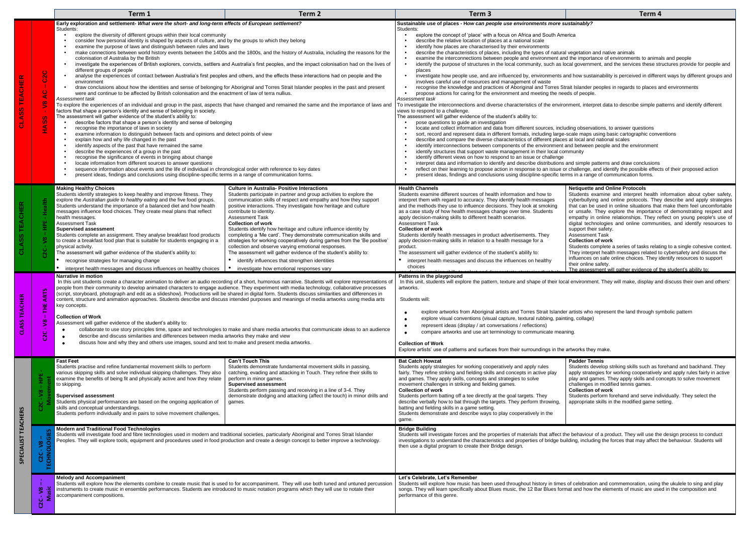| | | Term 1 | Term 2 | Term 3 | Term 4 |
|---|---|---|---|---|---|
| CLASS TEACHER | HASS - V8 AC – C2C | **Early exploration and settlement-** *What were the short- and long-term effects of European settlement?*<br>Students:<br>• explore the diversity of different groups within their local community<br>• consider how personal identity is shaped by aspects of culture, and by the groups to which they belong<br>• examine the purpose of laws and distinguish between rules and laws<br>• make connections between world history events between the 1400s and the 1800s, and the history of Australia, including the reasons for the colonisation of Australia by the British<br>• investigate the experiences of British explorers, convicts, settlers and Australia's first peoples, and the impact colonisation had on the lives of different groups of people<br>• analyse the experiences of contact between Australia's first peoples and others, and the effects these interactions had on people and the environment<br>• draw conclusions about how the identities and sense of belonging for Aboriginal and Torres Strait Islander peoples in the past and present were and continue to be affected by British colonisation and the enactment of law of terra nullius.<br>*Assessment task*<br>To explore the experiences of an individual and group in the past, aspects that have changed and remained the same and the importance of laws and factors that shape a person's identity and sense of belonging in society.<br>The assessment will gather evidence of the student's ability to:<br>• describe factors that shape a person's identity and sense of belonging<br>• recognise the importance of laws in society<br>• examine information to distinguish between facts and opinions and detect points of view<br>• explain how and why life changed in the past<br>• identify aspects of the past that have remained the same<br>• describe the experiences of a group in the past<br>• recognise the significance of events in bringing about change<br>• locate information from different sources to answer questions<br>• sequence information about events and the life of individual in chronological order with reference to key dates<br>• present ideas, findings and conclusions using discipline-specific terms in a range of communication forms. | | **Sustainable use of places -** *How can people use environments more sustainably?*<br>Students:<br>• explore the concept of 'place' with a focus on Africa and South America<br>• describe the relative location of places at a national scale<br>• identify how places are characterised by their environments<br>• describe the characteristics of places, including the types of natural vegetation and native animals<br>• examine the interconnections between people and environment and the importance of environments to animals and people<br>• identify the purpose of structures in the local community, such as local government, and the services these structures provide for people and places<br>• investigate how people use, and are influenced by, environments and how sustainability is perceived in different ways by different groups and involves careful use of resources and management of waste<br>• recognise the knowledge and practices of Aboriginal and Torres Strait Islander peoples in regards to places and environments<br>• propose actions for caring for the environment and meeting the needs of people.<br>*Assessment task*<br>To investigate the interconnections and diverse characteristics of the environment, interpret data to describe simple patterns and identify different views to respond to a challenge.<br>The assessment will gather evidence of the student's ability to:<br>• pose questions to guide an investigation<br>• locate and collect information and data from different sources, including observations, to answer questions<br>• sort, record and represent data in different formats, including large-scale maps using basic cartographic conventions<br>• describe and compare the diverse characteristics of different places at local and national scales<br>• identify interconnections between components of the environment and between people and the environment<br>• identify structures that support waste management in their local community<br>• identify different views on how to respond to an issue or challenge<br>• interpret data and information to identify and describe distributions and simple patterns and draw conclusions<br>• reflect on their learning to propose action in response to an issue or challenge, and identify the possible effects of their proposed action<br>• present ideas, findings and conclusions using discipline-specific terms in a range of communication forms. | |
| CLASS TEACHER | C2C - V8 – HPE - Health | **Making Healthy Choices**<br>Students identify strategies to keep healthy and improve fitness. They explore the *Australian guide to healthy eating* and the five food groups. Students understand the importance of a balanced diet and how health messages influence food choices. They create meal plans that reflect health messages.<br>Assessment Task<br>**Supervised assessment**<br>Students complete an assignment. They analyse breakfast food products to create a breakfast food plan that is suitable for students engaging in a physical activity.<br>The assessment will gather evidence of the student's ability to:<br>• recognise strategies for managing change<br>• interpret health messages and discuss influences on healthy choices | **Culture in Australia- Positive Interactions**<br>Students participate in partner and group activities to explore the communication skills of respect and empathy and how they support positive interactions. They investigate how heritage and culture contribute to identity.<br>Assessment Task<br>**Collection of work**<br>Students identify how heritage and culture influence identity by completing a 'Me card'. They demonstrate communication skills and strategies for working cooperatively during games from the 'Be positive' collection and observe varying emotional responses.<br>The assessment will gather evidence of the student's ability to:<br>• identify influences that strengthen identities<br>• investigate how emotional responses vary | **Health Channels**<br>Students examine different sources of health information and how to interpret them with regard to accuracy. They identify health messages and the methods they use to influence decisions. They look at smoking as a case study of how health messages change over time. Students apply decision-making skills to different health scenarios.<br>Assessment Task<br>**Collection of work**<br>Students identify health messages in product advertisements. They apply decision-making skills in relation to a health message for a product.<br>The assessment will gather evidence of the student's ability to:<br>• interpret health messages and discuss the influences on healthy choices | **Netiquette and Online Protocols**<br>Students examine and interpret health information about cyber safety, cyberbullying and online protocols. They describe and apply strategies that can be used in online situations that make them feel uncomfortable or unsafe. They explore the importance of demonstrating respect and empathy in online relationships. They reflect on young people's use of digital technologies and online communities, and identify resources to support their safety.<br>Assessment Task<br>**Collection of work**<br>Students complete a series of tasks relating to a single cohesive context. They interpret health messages related to cybersafety and discuss the influences on safe online choices. They identify resources to support their online safety.<br>The assessment will gather evidence of the student's ability to: |
| CLASS TEACHER | C2C - V8 - THE ARTS | **Narrative in motion**<br>In this unit students create a character animation to deliver an audio recording of a short, humorous narrative. Students will explore representations of people from their community to develop animated characters to engage audience. They experiment with media technology, collaborative processes (script, storyboard, photograph and edit as a slideshow). Productions will be shared in digital form. Students discuss similarities and differences in content, structure and animation approaches. Students describe and discuss intended purposes and meanings of media artworks using media arts key concepts.<br>**Collection of Work**<br>Assessment will gather evidence of the student's ability to:<br>• collaborate to use story principles time, space and technologies to make and share media artworks that communicate ideas to an audience<br>• describe and discuss similarities and differences between media artworks they make and view<br>• discuss how and why they and others use images, sound and text to make and present media artworks. | | **Patterns in the playground**<br>In this unit, students will explore the pattern, texture and shape of their local environment. They will make, display and discuss their own and others' artworks.<br>Students will:<br>• explore artworks from Aboriginal artists and Torres Strait Islander artists who represent the land through symbolic pattern<br>• explore visual conventions (visual capture, textural rubbing, painting, collage)<br>• represent ideas (display / art conversations / reflections)<br>• compare artworks and use art terminology to communicate meaning.<br>**Collection of Work**<br>Explore artists' use of patterns and surfaces from their surroundings in the artworks they make. | |
| SPECIALIST TEACHERS | C2C - V8 – HPE - Movement | **Fast Feet**<br>Students practise and refine fundamental movement skills to perform various skipping skills and solve individual skipping challenges. They also examine the benefits of being fit and physically active and how they relate to skipping.<br>**Supervised assessment**<br>Students physical performances are based on the ongoing application of skills and conceptual understandings.<br>Students perform individually and in pairs to solve movement challenges. | **Can't Touch This**<br>Students demonstrate fundamental movement skills in passing, catching, evading and attacking in Touch. They refine their skills to perform in minor games.<br>**Supervised assessment**<br>Students perform passing and receiving in a line of 3-4. They demonstrate dodging and attacking (affect the touch) in minor drills and games. | **Bat Catch Howzat**<br>Students apply strategies for working cooperatively and apply rules fairly. They refine striking and fielding skills and concepts in active play and games. They apply skills, concepts and strategies to solve movement challenges in striking and fielding games.<br>**Collection of work**<br>Students perform batting off a tee directly at the goal targets. They describe verbally how to bat through the targets. They perform throwing, batting and fielding skills in a game setting.<br>Students demonstrate and describe ways to play cooperatively in the game. | **Padder Tennis**<br>Students develop striking skills such as forehand and backhand. They apply strategies for working cooperatively and apply rules fairly in active play and games. They apply skills and concepts to solve movement challenges in modified tennis games.<br>**Collection of work**<br>Students perform forehand and serve individually. They select the appropriate skills in the modified game setting. |
| SPECIALIST TEACHERS | C2C - V8 – TECHNOLOGIES | **Modern and Traditional Food Technologies**<br>Students will investigate food and fibre technologies used in modern and traditional societies, particularly Aboriginal and Torres Strait Islander Peoples. They will explore tools, equipment and procedures used in food production and create a design concept to better improve a technology. | | **Bridge Building**<br>Students will investigate forces and the properties of materials that affect the behaviour of a product. They will use the design process to conduct investigations to understand the characteristics and properties of bridge building, including the forces that may affect the behaviour. Students will then use a digital program to create their Bridge design. | |
| SPECIALIST TEACHERS | C2C - V8 – Music | **Melody and Accompaniment**<br>Students will explore how the elements combine to create music that is used to for accompaniment. They will use both tuned and untuned percussion instruments to create music in ensemble performances. Students are introduced to music notation programs which they will use to notate their accompaniment compositions. | | **Let's Celebrate, Let's Remember**<br>Students will explore how music has been used throughout history in times of celebration and commemoration, using the ukulele to sing and play songs. They will learn specifically about Blues music, the 12 Bar Blues format and how the elements of music are used in the composition and performance of this genre. | |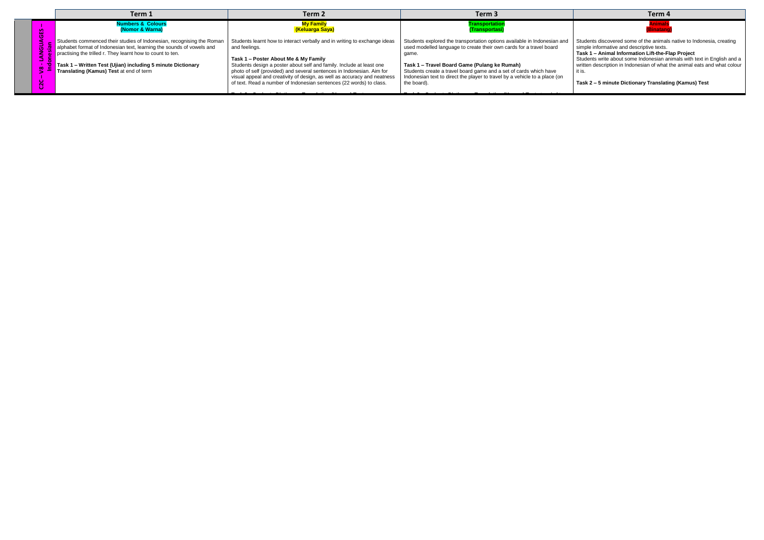| | Term 1 | Term 2 | Term 3 | Term 4 |
|---|---|---|---|---|
| C2C – Y8 - LANGUAGES – Indonesian | **Numbers & Colours (Nomor & Warna)**<br><br>Students commenced their studies of Indonesian, recognising the Roman alphabet format of Indonesian text, learning the sounds of vowels and practising the trilled r. They learnt how to count to ten.<br><br>**Task 1 – Written Test (Ujian) including 5 minute Dictionary Translating (Kamus) Test** at end of term | **My Family (Keluarga Saya)**<br><br>Students learnt how to interact verbally and in writing to exchange ideas and feelings.<br><br>**Task 1 – Poster About Me & My Family**<br>Students design a poster about self and family. Include at least one photo of self (provided) and several sentences in Indonesian. Aim for visual appeal and creativity of design, as well as accuracy and neatness of text. Read a number of Indonesian sentences (22 words) to class. | **Transportation (Transportasi)**<br><br>Students explored the transportation options available in Indonesian and used modelled language to create their own cards for a travel board game.<br><br>**Task 1 – Travel Board Game (Pulang ke Rumah)**<br>Students create a travel board game and a set of cards which have Indonesian text to direct the player to travel by a vehicle to a place (on the board). | **Animals (Binatang)**<br><br>Students discovered some of the animals native to Indonesia, creating simple informative and descriptive texts.<br>**Task 1 – Animal Information Lift-the-Flap Project**<br>Students write about some Indonesian animals with text in English and a written description in Indonesian of what the animal eats and what colour it is.<br><br>**Task 2 – 5 minute Dictionary Translating (Kamus) Test** |